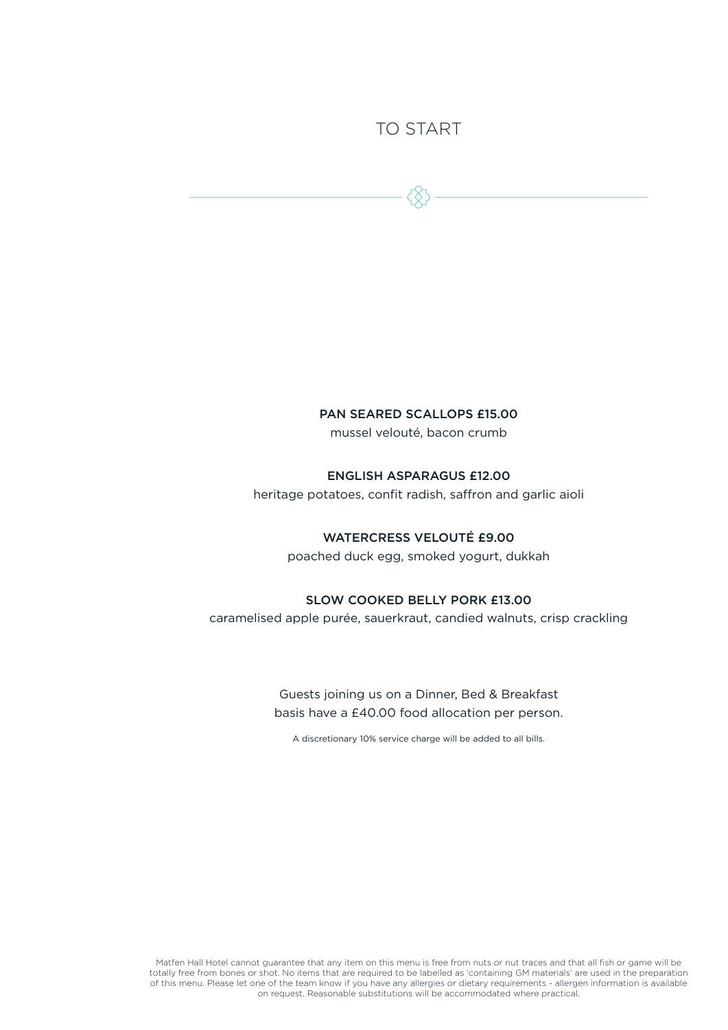# TO START

**PAN SEARED SCALLOPS £15.00**
mussel velouté, bacon crumb

**ENGLISH ASPARAGUS £12.00**
heritage potatoes, confit radish, saffron and garlic aioli

**WATERCRESS VELOUTÉ £9.00**
poached duck egg, smoked yogurt, dukkah

**SLOW COOKED BELLY PORK £13.00**
caramelised apple purée, sauerkraut, candied walnuts, crisp crackling

Guests joining us on a Dinner, Bed & Breakfast basis have a £40.00 food allocation per person.

A discretionary 10% service charge will be added to all bills.

Matfen Hall Hotel cannot guarantee that any item on this menu is free from nuts or nut traces and that all fish or game will be totally free from bones or shot. No items that are required to be labelled as 'containing GM materials' are used in the preparation of this menu. Please let one of the team know if you have any allergies or dietary requirements - allergen information is available on request. Reasonable substitutions will be accommodated where practical.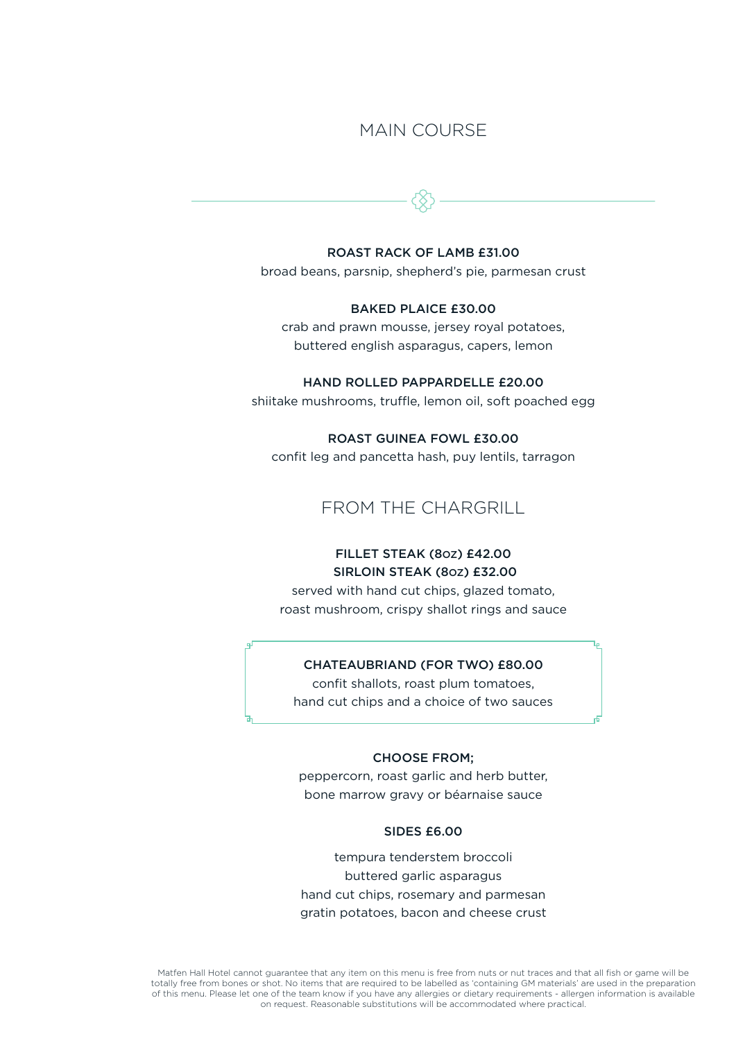# MAIN COURSE

**ROAST RACK OF LAMB £31.00**
broad beans, parsnip, shepherd's pie, parmesan crust

**BAKED PLAICE £30.00**
crab and prawn mousse, jersey royal potatoes,
buttered english asparagus, capers, lemon

**HAND ROLLED PAPPARDELLE £20.00**
shiitake mushrooms, truffle, lemon oil, soft poached egg

**ROAST GUINEA FOWL £30.00**
confit leg and pancetta hash, puy lentils, tarragon

# FROM THE CHARGRILL

**FILLET STEAK (8oz) £42.00**
**SIRLOIN STEAK (8oz) £32.00**
served with hand cut chips, glazed tomato,
roast mushroom, crispy shallot rings and sauce

**CHATEAUBRIAND (FOR TWO) £80.00**
confit shallots, roast plum tomatoes,
hand cut chips and a choice of two sauces

**CHOOSE FROM;**
peppercorn, roast garlic and herb butter,
bone marrow gravy or béarnaise sauce

**SIDES £6.00**

tempura tenderstem broccoli
buttered garlic asparagus
hand cut chips, rosemary and parmesan
gratin potatoes, bacon and cheese crust

Matfen Hall Hotel cannot guarantee that any item on this menu is free from nuts or nut traces and that all fish or game will be totally free from bones or shot. No items that are required to be labelled as 'containing GM materials' are used in the preparation of this menu. Please let one of the team know if you have any allergies or dietary requirements - allergen information is available on request. Reasonable substitutions will be accommodated where practical.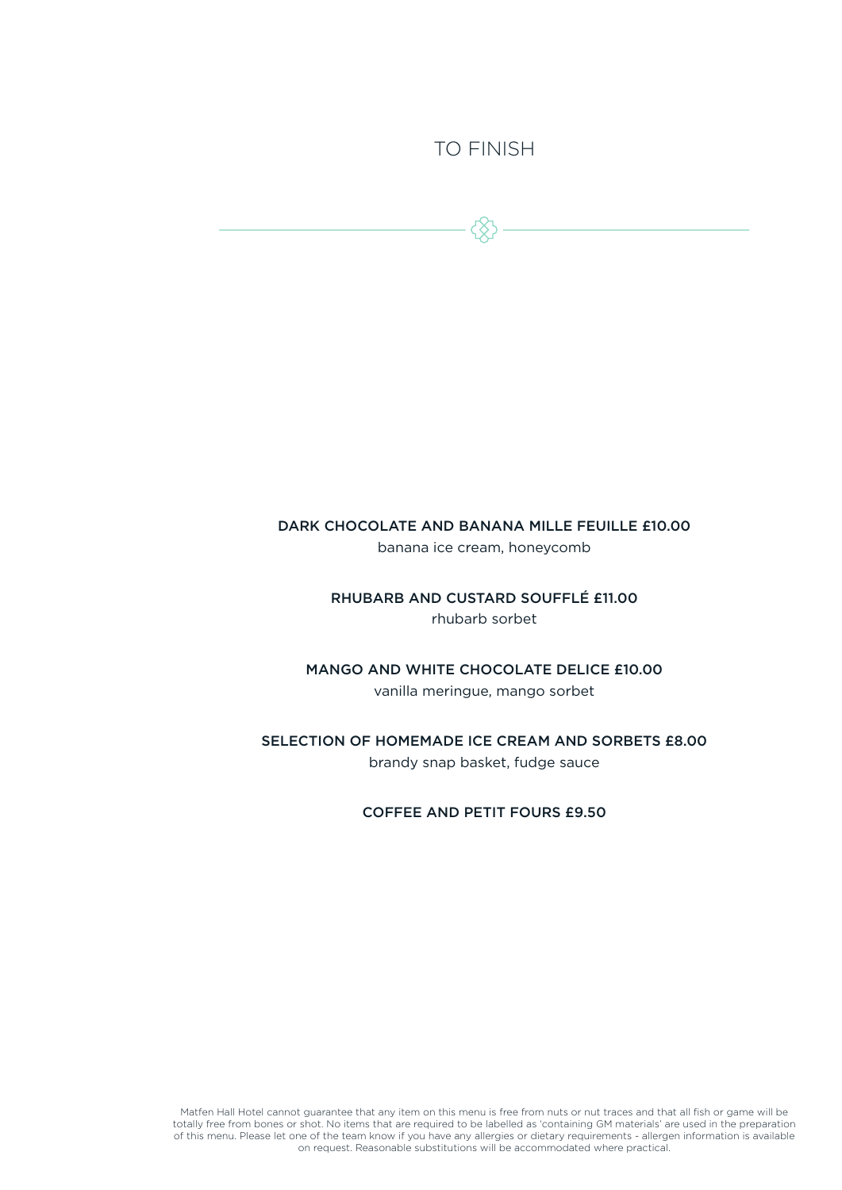# TO FINISH

**DARK CHOCOLATE AND BANANA MILLE FEUILLE £10.00**
banana ice cream, honeycomb

**RHUBARB AND CUSTARD SOUFFLÉ £11.00**
rhubarb sorbet

**MANGO AND WHITE CHOCOLATE DELICE £10.00**
vanilla meringue, mango sorbet

**SELECTION OF HOMEMADE ICE CREAM AND SORBETS £8.00**
brandy snap basket, fudge sauce

**COFFEE AND PETIT FOURS £9.50**

Matfen Hall Hotel cannot guarantee that any item on this menu is free from nuts or nut traces and that all fish or game will be totally free from bones or shot. No items that are required to be labelled as 'containing GM materials' are used in the preparation of this menu. Please let one of the team know if you have any allergies or dietary requirements - allergen information is available on request. Reasonable substitutions will be accommodated where practical.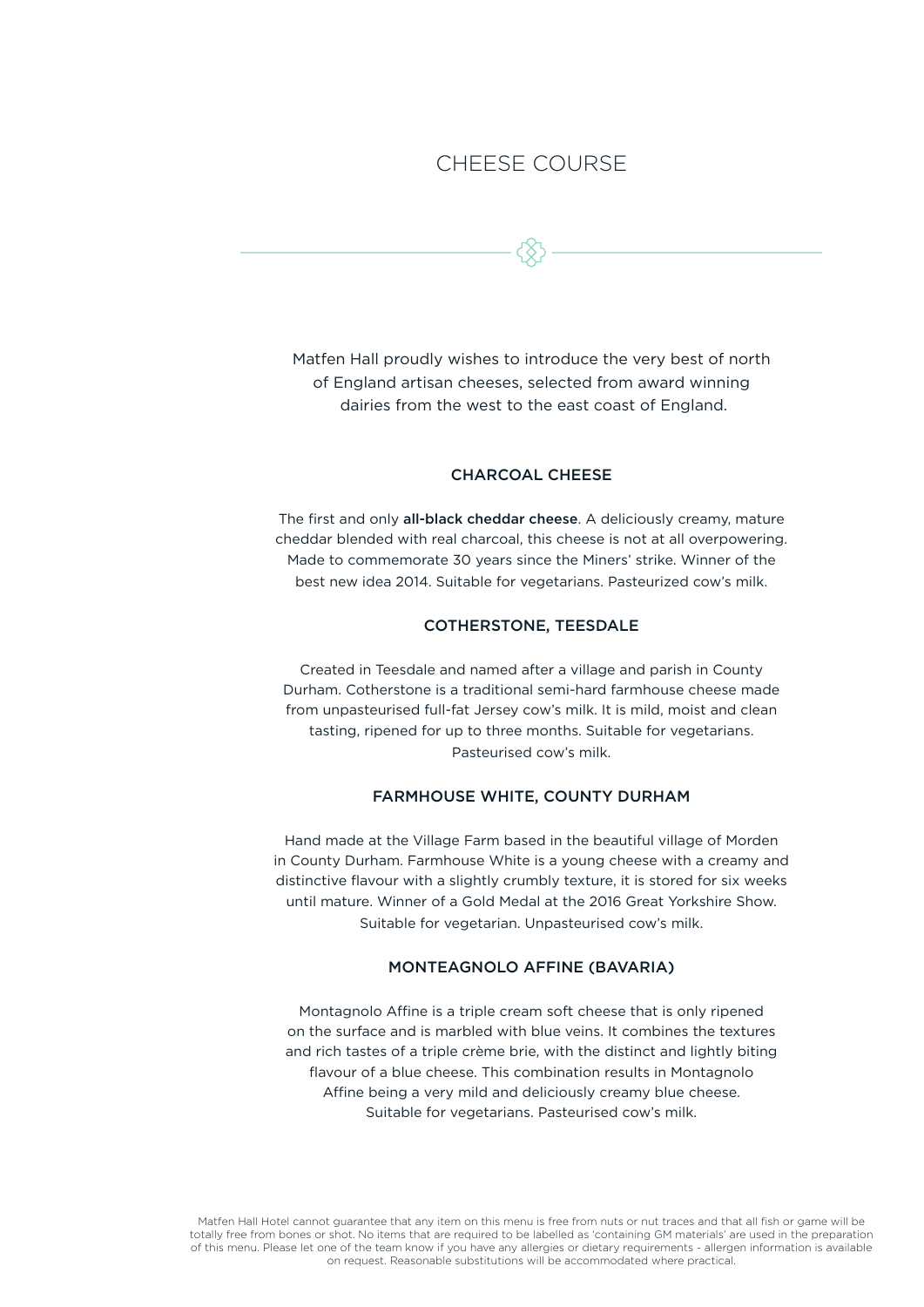# CHEESE COURSE

Matfen Hall proudly wishes to introduce the very best of north of England artisan cheeses, selected from award winning dairies from the west to the east coast of England.

## CHARCOAL CHEESE

The first and only **all-black cheddar cheese**. A deliciously creamy, mature cheddar blended with real charcoal, this cheese is not at all overpowering. Made to commemorate 30 years since the Miners' strike. Winner of the best new idea 2014. Suitable for vegetarians. Pasteurized cow's milk.

## COTHERSTONE, TEESDALE

Created in Teesdale and named after a village and parish in County Durham. Cotherstone is a traditional semi-hard farmhouse cheese made from unpasteurised full-fat Jersey cow's milk. It is mild, moist and clean tasting, ripened for up to three months. Suitable for vegetarians. Pasteurised cow's milk.

## FARMHOUSE WHITE, COUNTY DURHAM

Hand made at the Village Farm based in the beautiful village of Morden in County Durham. Farmhouse White is a young cheese with a creamy and distinctive flavour with a slightly crumbly texture, it is stored for six weeks until mature. Winner of a Gold Medal at the 2016 Great Yorkshire Show. Suitable for vegetarian. Unpasteurised cow's milk.

## MONTEAGNOLO AFFINE (BAVARIA)

Montagnolo Affine is a triple cream soft cheese that is only ripened on the surface and is marbled with blue veins. It combines the textures and rich tastes of a triple crème brie, with the distinct and lightly biting flavour of a blue cheese. This combination results in Montagnolo Affine being a very mild and deliciously creamy blue cheese. Suitable for vegetarians. Pasteurised cow's milk.

Matfen Hall Hotel cannot guarantee that any item on this menu is free from nuts or nut traces and that all fish or game will be totally free from bones or shot. No items that are required to be labelled as 'containing GM materials' are used in the preparation of this menu. Please let one of the team know if you have any allergies or dietary requirements - allergen information is available on request. Reasonable substitutions will be accommodated where practical.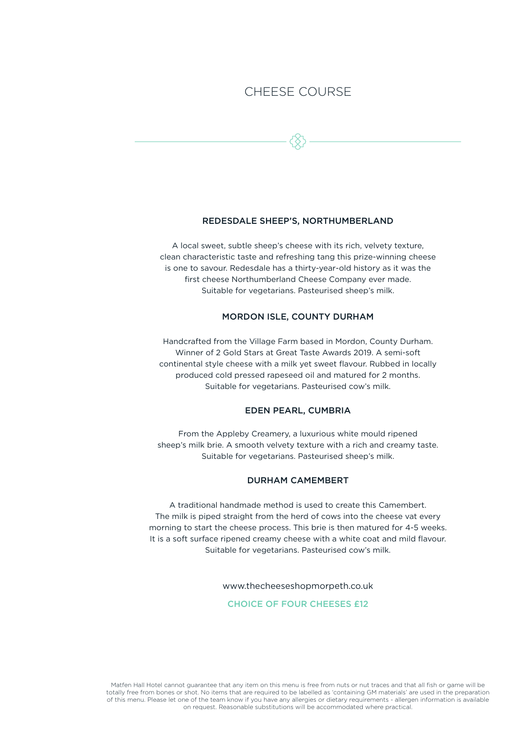# CHEESE COURSE

### REDESDALE SHEEP'S, NORTHUMBERLAND

A local sweet, subtle sheep's cheese with its rich, velvety texture, clean characteristic taste and refreshing tang this prize-winning cheese is one to savour. Redesdale has a thirty-year-old history as it was the first cheese Northumberland Cheese Company ever made. Suitable for vegetarians. Pasteurised sheep's milk.

### MORDON ISLE, COUNTY DURHAM

Handcrafted from the Village Farm based in Mordon, County Durham. Winner of 2 Gold Stars at Great Taste Awards 2019. A semi-soft continental style cheese with a milk yet sweet flavour. Rubbed in locally produced cold pressed rapeseed oil and matured for 2 months. Suitable for vegetarians. Pasteurised cow's milk.

### EDEN PEARL, CUMBRIA

From the Appleby Creamery, a luxurious white mould ripened sheep's milk brie. A smooth velvety texture with a rich and creamy taste. Suitable for vegetarians. Pasteurised sheep's milk.

### DURHAM CAMEMBERT

A traditional handmade method is used to create this Camembert. The milk is piped straight from the herd of cows into the cheese vat every morning to start the cheese process. This brie is then matured for 4-5 weeks. It is a soft surface ripened creamy cheese with a white coat and mild flavour. Suitable for vegetarians. Pasteurised cow's milk.

www.thecheeseshopmorpeth.co.uk

**CHOICE OF FOUR CHEESES £12**

Matfen Hall Hotel cannot guarantee that any item on this menu is free from nuts or nut traces and that all fish or game will be totally free from bones or shot. No items that are required to be labelled as 'containing GM materials' are used in the preparation of this menu. Please let one of the team know if you have any allergies or dietary requirements - allergen information is available on request. Reasonable substitutions will be accommodated where practical.